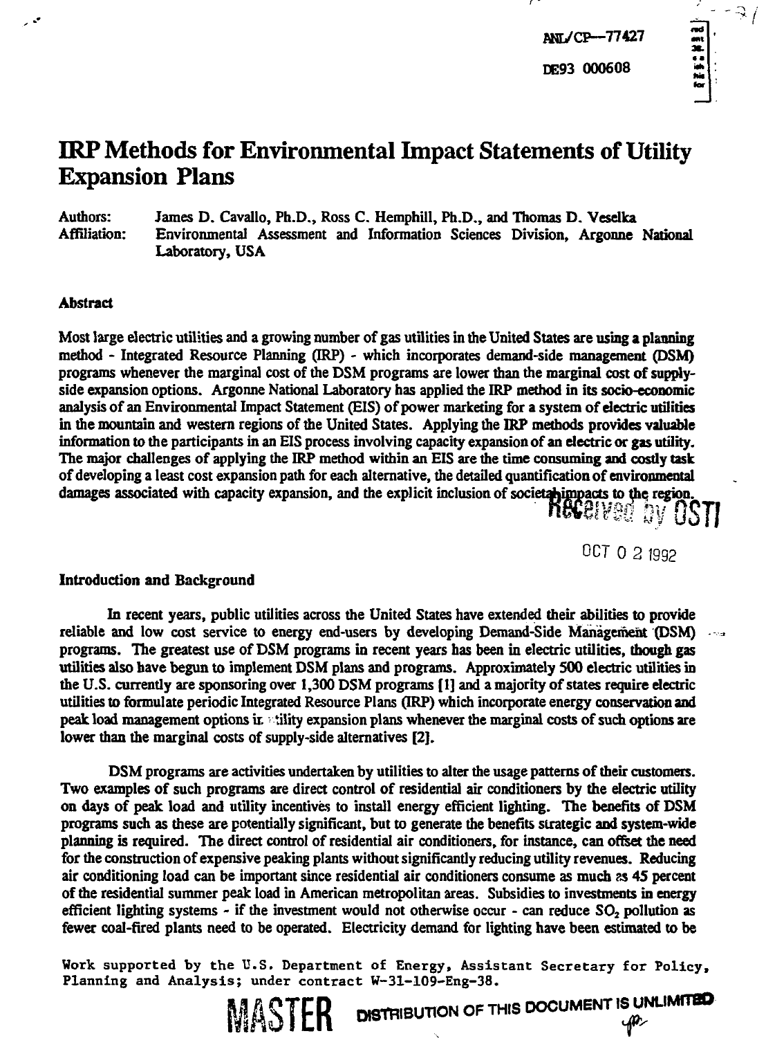ANL/CP--77427

DE93 000608

# IRP Methods for Environmental Impact Statements of Utility Expansion Plans

Authors: James D. Cavallo, Ph.D., Ross C. Hemphill, Ph.D., and Thomas D. Veselka
Affiliation: Environmental Assessment and Information Sciences Division, Argonne National Laboratory, USA

**Abstract**

Most large electric utilities and a growing number of gas utilities in the United States are using a planning method - Integrated Resource Planning (IRP) - which incorporates demand-side management (DSM) programs whenever the marginal cost of the DSM programs are lower than the marginal cost of supply-side expansion options. Argonne National Laboratory has applied the IRP method in its socio-economic analysis of an Environmental Impact Statement (EIS) of power marketing for a system of electric utilities in the mountain and western regions of the United States. Applying the IRP methods provides valuable information to the participants in an EIS process involving capacity expansion of an electric or gas utility. The major challenges of applying the IRP method within an EIS are the time consuming and costly task of developing a least cost expansion path for each alternative, the detailed quantification of environmental damages associated with capacity expansion, and the explicit inclusion of societal impacts to the region.

Received by OSTI

OCT 0 2 1992

**Introduction and Background**

In recent years, public utilities across the United States have extended their abilities to provide reliable and low cost service to energy end-users by developing Demand-Side Management (DSM) programs. The greatest use of DSM programs in recent years has been in electric utilities, though gas utilities also have begun to implement DSM plans and programs. Approximately 500 electric utilities in the U.S. currently are sponsoring over 1,300 DSM programs [1] and a majority of states require electric utilities to formulate periodic Integrated Resource Plans (IRP) which incorporate energy conservation and peak load management options in utility expansion plans whenever the marginal costs of such options are lower than the marginal costs of supply-side alternatives [2].

DSM programs are activities undertaken by utilities to alter the usage patterns of their customers. Two examples of such programs are direct control of residential air conditioners by the electric utility on days of peak load and utility incentives to install energy efficient lighting. The benefits of DSM programs such as these are potentially significant, but to generate the benefits strategic and system-wide planning is required. The direct control of residential air conditioners, for instance, can offset the need for the construction of expensive peaking plants without significantly reducing utility revenues. Reducing air conditioning load can be important since residential air conditioners consume as much as 45 percent of the residential summer peak load in American metropolitan areas. Subsidies to investments in energy efficient lighting systems - if the investment would not otherwise occur - can reduce $SO_2$ pollution as fewer coal-fired plants need to be operated. Electricity demand for lighting have been estimated to be

Work supported by the U.S. Department of Energy, Assistant Secretary for Policy, Planning and Analysis; under contract W-31-109-Eng-38.

MASTER DISTRIBUTION OF THIS DOCUMENT IS UNLIMITED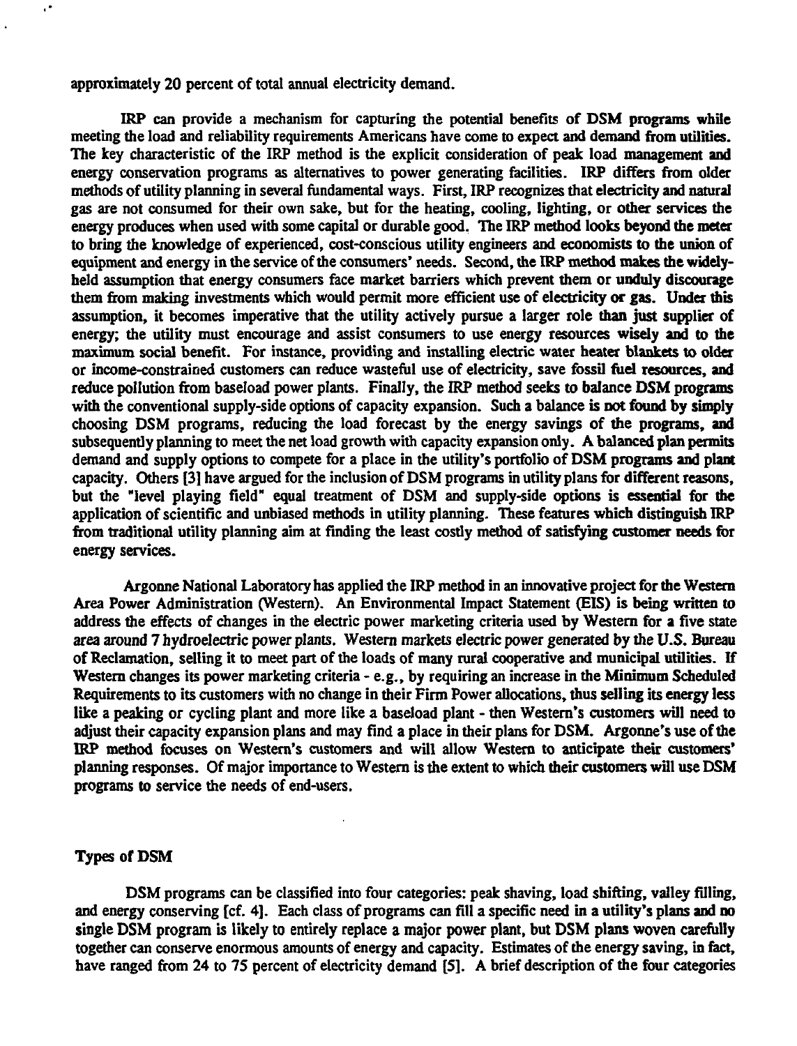approximately 20 percent of total annual electricity demand.

IRP can provide a mechanism for capturing the potential benefits of DSM programs while meeting the load and reliability requirements Americans have come to expect and demand from utilities. The key characteristic of the IRP method is the explicit consideration of peak load management and energy conservation programs as alternatives to power generating facilities. IRP differs from older methods of utility planning in several fundamental ways. First, IRP recognizes that electricity and natural gas are not consumed for their own sake, but for the heating, cooling, lighting, or other services the energy produces when used with some capital or durable good. The IRP method looks beyond the meter to bring the knowledge of experienced, cost-conscious utility engineers and economists to the union of equipment and energy in the service of the consumers' needs. Second, the IRP method makes the widely-held assumption that energy consumers face market barriers which prevent them or unduly discourage them from making investments which would permit more efficient use of electricity or gas. Under this assumption, it becomes imperative that the utility actively pursue a larger role than just supplier of energy; the utility must encourage and assist consumers to use energy resources wisely and to the maximum social benefit. For instance, providing and installing electric water heater blankets to older or income-constrained customers can reduce wasteful use of electricity, save fossil fuel resources, and reduce pollution from baseload power plants. Finally, the IRP method seeks to balance DSM programs with the conventional supply-side options of capacity expansion. Such a balance is not found by simply choosing DSM programs, reducing the load forecast by the energy savings of the programs, and subsequently planning to meet the net load growth with capacity expansion only. A balanced plan permits demand and supply options to compete for a place in the utility's portfolio of DSM programs and plant capacity. Others [3] have argued for the inclusion of DSM programs in utility plans for different reasons, but the "level playing field" equal treatment of DSM and supply-side options is essential for the application of scientific and unbiased methods in utility planning. These features which distinguish IRP from traditional utility planning aim at finding the least costly method of satisfying customer needs for energy services.

Argonne National Laboratory has applied the IRP method in an innovative project for the Western Area Power Administration (Western). An Environmental Impact Statement (EIS) is being written to address the effects of changes in the electric power marketing criteria used by Western for a five state area around 7 hydroelectric power plants. Western markets electric power generated by the U.S. Bureau of Reclamation, selling it to meet part of the loads of many rural cooperative and municipal utilities. If Western changes its power marketing criteria - e.g., by requiring an increase in the Minimum Scheduled Requirements to its customers with no change in their Firm Power allocations, thus selling its energy less like a peaking or cycling plant and more like a baseload plant - then Western's customers will need to adjust their capacity expansion plans and may find a place in their plans for DSM. Argonne's use of the IRP method focuses on Western's customers and will allow Western to anticipate their customers' planning responses. Of major importance to Western is the extent to which their customers will use DSM programs to service the needs of end-users.

## Types of DSM

DSM programs can be classified into four categories: peak shaving, load shifting, valley filling, and energy conserving [cf. 4]. Each class of programs can fill a specific need in a utility's plans and no single DSM program is likely to entirely replace a major power plant, but DSM plans woven carefully together can conserve enormous amounts of energy and capacity. Estimates of the energy saving, in fact, have ranged from 24 to 75 percent of electricity demand [5]. A brief description of the four categories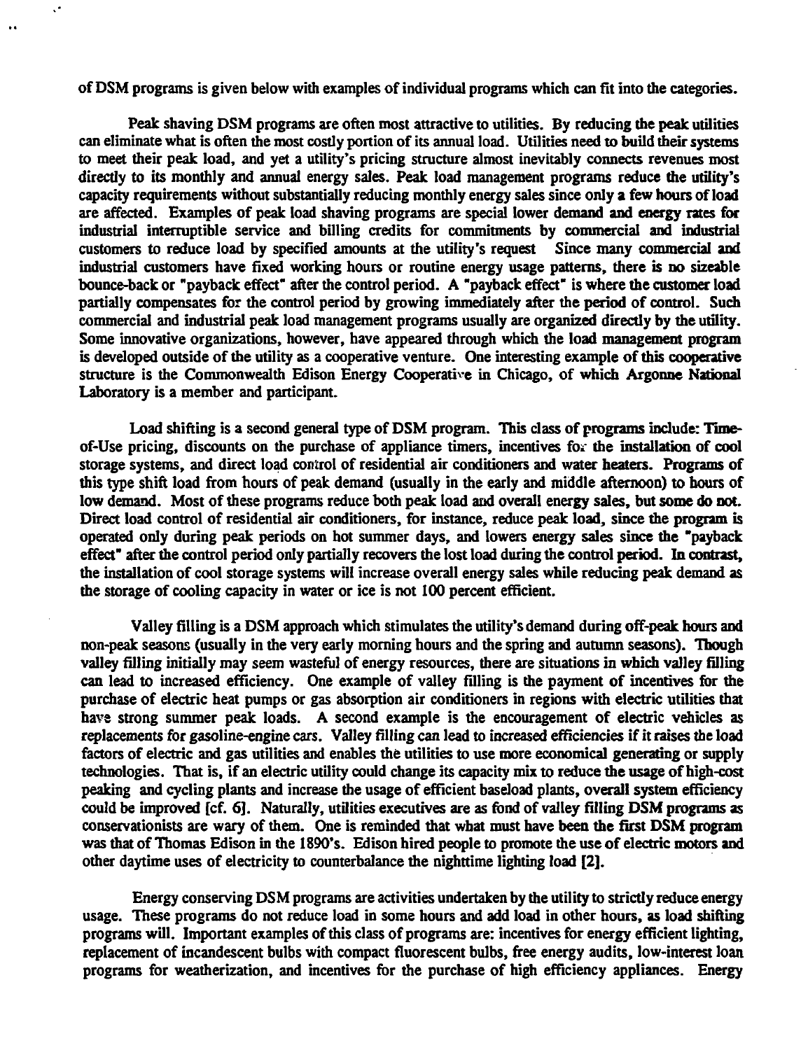of DSM programs is given below with examples of individual programs which can fit into the categories.

Peak shaving DSM programs are often most attractive to utilities. By reducing the peak utilities can eliminate what is often the most costly portion of its annual load. Utilities need to build their systems to meet their peak load, and yet a utility's pricing structure almost inevitably connects revenues most directly to its monthly and annual energy sales. Peak load management programs reduce the utility's capacity requirements without substantially reducing monthly energy sales since only a few hours of load are affected. Examples of peak load shaving programs are special lower demand and energy rates for industrial interruptible service and billing credits for commitments by commercial and industrial customers to reduce load by specified amounts at the utility's request Since many commercial and industrial customers have fixed working hours or routine energy usage patterns, there is no sizeable bounce-back or "payback effect" after the control period. A "payback effect" is where the customer load partially compensates for the control period by growing immediately after the period of control. Such commercial and industrial peak load management programs usually are organized directly by the utility. Some innovative organizations, however, have appeared through which the load management program is developed outside of the utility as a cooperative venture. One interesting example of this cooperative structure is the Commonwealth Edison Energy Cooperative in Chicago, of which Argonne National Laboratory is a member and participant.

Load shifting is a second general type of DSM program. This class of programs include: Time-of-Use pricing, discounts on the purchase of appliance timers, incentives for the installation of cool storage systems, and direct load control of residential air conditioners and water heaters. Programs of this type shift load from hours of peak demand (usually in the early and middle afternoon) to hours of low demand. Most of these programs reduce both peak load and overall energy sales, but some do not. Direct load control of residential air conditioners, for instance, reduce peak load, since the program is operated only during peak periods on hot summer days, and lowers energy sales since the "payback effect" after the control period only partially recovers the lost load during the control period. In contrast, the installation of cool storage systems will increase overall energy sales while reducing peak demand as the storage of cooling capacity in water or ice is not 100 percent efficient.

Valley filling is a DSM approach which stimulates the utility's demand during off-peak hours and non-peak seasons (usually in the very early morning hours and the spring and autumn seasons). Though valley filling initially may seem wasteful of energy resources, there are situations in which valley filling can lead to increased efficiency. One example of valley filling is the payment of incentives for the purchase of electric heat pumps or gas absorption air conditioners in regions with electric utilities that have strong summer peak loads. A second example is the encouragement of electric vehicles as replacements for gasoline-engine cars. Valley filling can lead to increased efficiencies if it raises the load factors of electric and gas utilities and enables the utilities to use more economical generating or supply technologies. That is, if an electric utility could change its capacity mix to reduce the usage of high-cost peaking and cycling plants and increase the usage of efficient baseload plants, overall system efficiency could be improved [cf. 6]. Naturally, utilities executives are as fond of valley filling DSM programs as conservationists are wary of them. One is reminded that what must have been the first DSM program was that of Thomas Edison in the 1890's. Edison hired people to promote the use of electric motors and other daytime uses of electricity to counterbalance the nighttime lighting load [2].

Energy conserving DSM programs are activities undertaken by the utility to strictly reduce energy usage. These programs do not reduce load in some hours and add load in other hours, as load shifting programs will. Important examples of this class of programs are: incentives for energy efficient lighting, replacement of incandescent bulbs with compact fluorescent bulbs, free energy audits, low-interest loan programs for weatherization, and incentives for the purchase of high efficiency appliances. Energy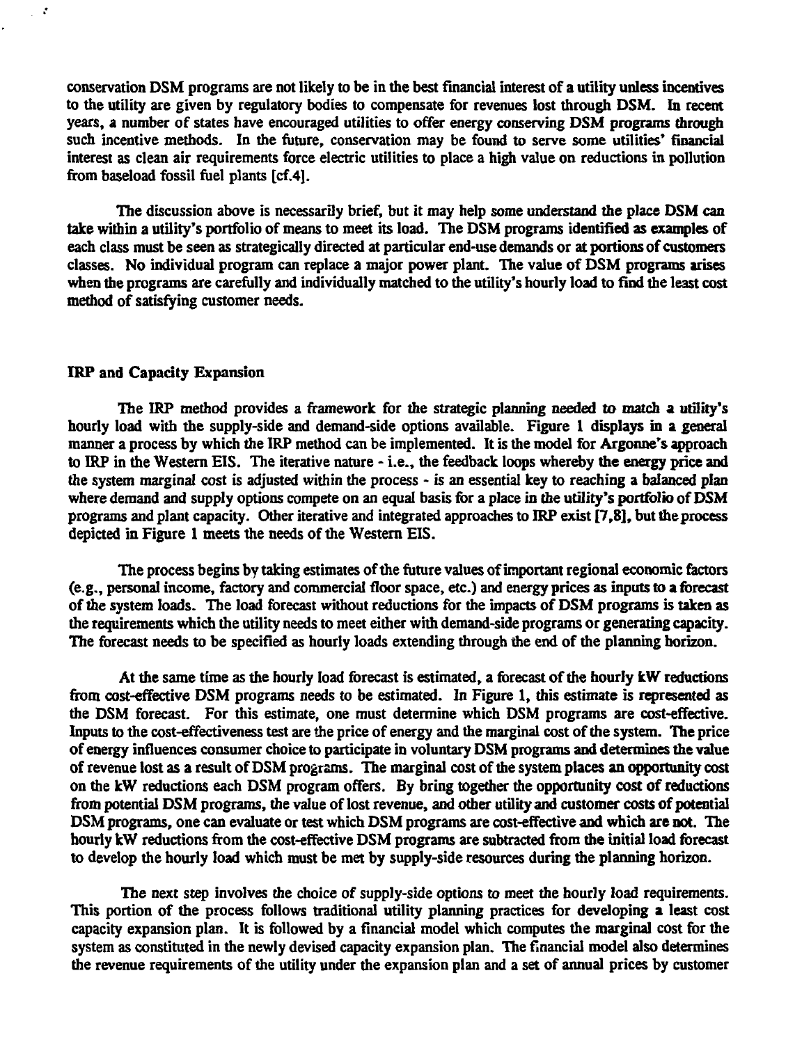conservation DSM programs are not likely to be in the best financial interest of a utility unless incentives to the utility are given by regulatory bodies to compensate for revenues lost through DSM. In recent years, a number of states have encouraged utilities to offer energy conserving DSM programs through such incentive methods. In the future, conservation may be found to serve some utilities' financial interest as clean air requirements force electric utilities to place a high value on reductions in pollution from baseload fossil fuel plants [cf.4].

The discussion above is necessarily brief, but it may help some understand the place DSM can take within a utility's portfolio of means to meet its load. The DSM programs identified as examples of each class must be seen as strategically directed at particular end-use demands or at portions of customers classes. No individual program can replace a major power plant. The value of DSM programs arises when the programs are carefully and individually matched to the utility's hourly load to find the least cost method of satisfying customer needs.

## IRP and Capacity Expansion

The IRP method provides a framework for the strategic planning needed to match a utility's hourly load with the supply-side and demand-side options available. Figure 1 displays in a general manner a process by which the IRP method can be implemented. It is the model for Argonne's approach to IRP in the Western EIS. The iterative nature - i.e., the feedback loops whereby the energy price and the system marginal cost is adjusted within the process - is an essential key to reaching a balanced plan where demand and supply options compete on an equal basis for a place in the utility's portfolio of DSM programs and plant capacity. Other iterative and integrated approaches to IRP exist [7,8], but the process depicted in Figure 1 meets the needs of the Western EIS.

The process begins by taking estimates of the future values of important regional economic factors (e.g., personal income, factory and commercial floor space, etc.) and energy prices as inputs to a forecast of the system loads. The load forecast without reductions for the impacts of DSM programs is taken as the requirements which the utility needs to meet either with demand-side programs or generating capacity. The forecast needs to be specified as hourly loads extending through the end of the planning horizon.

At the same time as the hourly load forecast is estimated, a forecast of the hourly kW reductions from cost-effective DSM programs needs to be estimated. In Figure 1, this estimate is represented as the DSM forecast. For this estimate, one must determine which DSM programs are cost-effective. Inputs to the cost-effectiveness test are the price of energy and the marginal cost of the system. The price of energy influences consumer choice to participate in voluntary DSM programs and determines the value of revenue lost as a result of DSM programs. The marginal cost of the system places an opportunity cost on the kW reductions each DSM program offers. By bring together the opportunity cost of reductions from potential DSM programs, the value of lost revenue, and other utility and customer costs of potential DSM programs, one can evaluate or test which DSM programs are cost-effective and which are not. The hourly kW reductions from the cost-effective DSM programs are subtracted from the initial load forecast to develop the hourly load which must be met by supply-side resources during the planning horizon.

The next step involves the choice of supply-side options to meet the hourly load requirements. This portion of the process follows traditional utility planning practices for developing a least cost capacity expansion plan. It is followed by a financial model which computes the marginal cost for the system as constituted in the newly devised capacity expansion plan. The financial model also determines the revenue requirements of the utility under the expansion plan and a set of annual prices by customer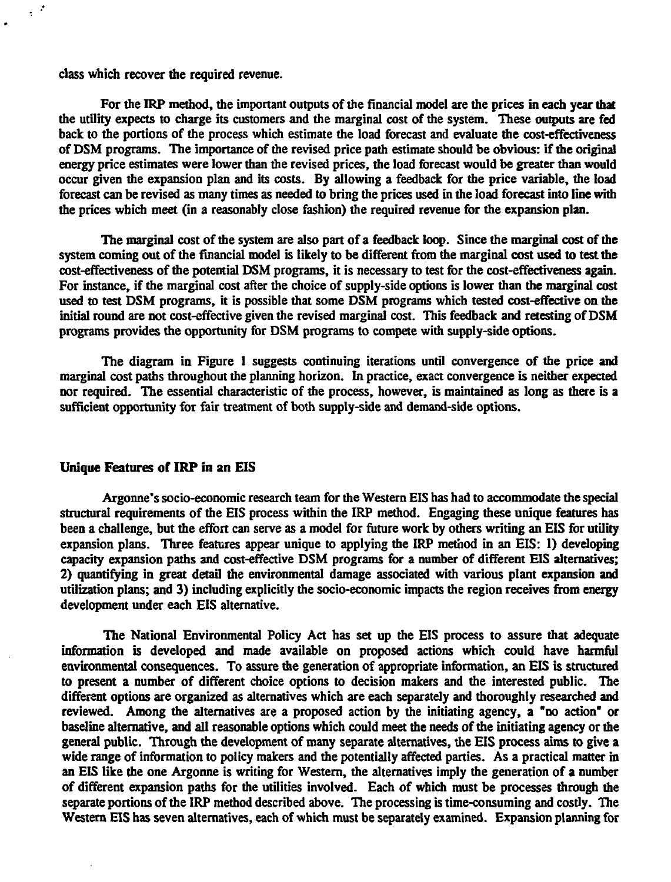class which recover the required revenue.

For the IRP method, the important outputs of the financial model are the prices in each year that the utility expects to charge its customers and the marginal cost of the system. These outputs are fed back to the portions of the process which estimate the load forecast and evaluate the cost-effectiveness of DSM programs. The importance of the revised price path estimate should be obvious: if the original energy price estimates were lower than the revised prices, the load forecast would be greater than would occur given the expansion plan and its costs. By allowing a feedback for the price variable, the load forecast can be revised as many times as needed to bring the prices used in the load forecast into line with the prices which meet (in a reasonably close fashion) the required revenue for the expansion plan.

The marginal cost of the system are also part of a feedback loop. Since the marginal cost of the system coming out of the financial model is likely to be different from the marginal cost used to test the cost-effectiveness of the potential DSM programs, it is necessary to test for the cost-effectiveness again. For instance, if the marginal cost after the choice of supply-side options is lower than the marginal cost used to test DSM programs, it is possible that some DSM programs which tested cost-effective on the initial round are not cost-effective given the revised marginal cost. This feedback and retesting of DSM programs provides the opportunity for DSM programs to compete with supply-side options.

The diagram in Figure 1 suggests continuing iterations until convergence of the price and marginal cost paths throughout the planning horizon. In practice, exact convergence is neither expected nor required. The essential characteristic of the process, however, is maintained as long as there is a sufficient opportunity for fair treatment of both supply-side and demand-side options.

## Unique Features of IRP in an EIS

Argonne's socio-economic research team for the Western EIS has had to accommodate the special structural requirements of the EIS process within the IRP method. Engaging these unique features has been a challenge, but the effort can serve as a model for future work by others writing an EIS for utility expansion plans. Three features appear unique to applying the IRP method in an EIS: 1) developing capacity expansion paths and cost-effective DSM programs for a number of different EIS alternatives; 2) quantifying in great detail the environmental damage associated with various plant expansion and utilization plans; and 3) including explicitly the socio-economic impacts the region receives from energy development under each EIS alternative.

The National Environmental Policy Act has set up the EIS process to assure that adequate information is developed and made available on proposed actions which could have harmful environmental consequences. To assure the generation of appropriate information, an EIS is structured to present a number of different choice options to decision makers and the interested public. The different options are organized as alternatives which are each separately and thoroughly researched and reviewed. Among the alternatives are a proposed action by the initiating agency, a "no action" or baseline alternative, and all reasonable options which could meet the needs of the initiating agency or the general public. Through the development of many separate alternatives, the EIS process aims to give a wide range of information to policy makers and the potentially affected parties. As a practical matter in an EIS like the one Argonne is writing for Western, the alternatives imply the generation of a number of different expansion paths for the utilities involved. Each of which must be processes through the separate portions of the IRP method described above. The processing is time-consuming and costly. The Western EIS has seven alternatives, each of which must be separately examined. Expansion planning for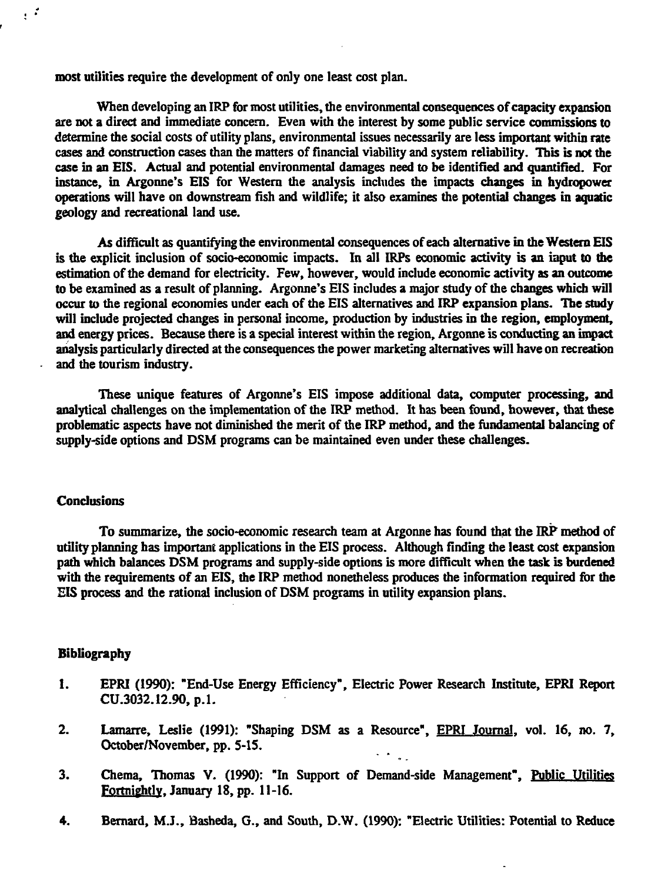most utilities require the development of only one least cost plan.

When developing an IRP for most utilities, the environmental consequences of capacity expansion are not a direct and immediate concern. Even with the interest by some public service commissions to determine the social costs of utility plans, environmental issues necessarily are less important within rate cases and construction cases than the matters of financial viability and system reliability. This is not the case in an EIS. Actual and potential environmental damages need to be identified and quantified. For instance, in Argonne's EIS for Western the analysis includes the impacts changes in hydropower operations will have on downstream fish and wildlife; it also examines the potential changes in aquatic geology and recreational land use.

As difficult as quantifying the environmental consequences of each alternative in the Western EIS is the explicit inclusion of socio-economic impacts. In all IRPs economic activity is an input to the estimation of the demand for electricity. Few, however, would include economic activity as an outcome to be examined as a result of planning. Argonne's EIS includes a major study of the changes which will occur to the regional economies under each of the EIS alternatives and IRP expansion plans. The study will include projected changes in personal income, production by industries in the region, employment, and energy prices. Because there is a special interest within the region, Argonne is conducting an impact analysis particularly directed at the consequences the power marketing alternatives will have on recreation and the tourism industry.

These unique features of Argonne's EIS impose additional data, computer processing, and analytical challenges on the implementation of the IRP method. It has been found, however, that these problematic aspects have not diminished the merit of the IRP method, and the fundamental balancing of supply-side options and DSM programs can be maintained even under these challenges.

## Conclusions

To summarize, the socio-economic research team at Argonne has found that the IRP method of utility planning has important applications in the EIS process. Although finding the least cost expansion path which balances DSM programs and supply-side options is more difficult when the task is burdened with the requirements of an EIS, the IRP method nonetheless produces the information required for the EIS process and the rational inclusion of DSM programs in utility expansion plans.

## Bibliography

1. EPRI (1990): "End-Use Energy Efficiency", Electric Power Research Institute, EPRI Report CU.3032.12.90, p.1.

2. Lamarre, Leslie (1991): "Shaping DSM as a Resource", EPRI Journal, vol. 16, no. 7, October/November, pp. 5-15.

3. Chema, Thomas V. (1990): "In Support of Demand-side Management", Public Utilities Fortnightly, January 18, pp. 11-16.

4. Bernard, M.J., Basheda, G., and South, D.W. (1990): "Electric Utilities: Potential to Reduce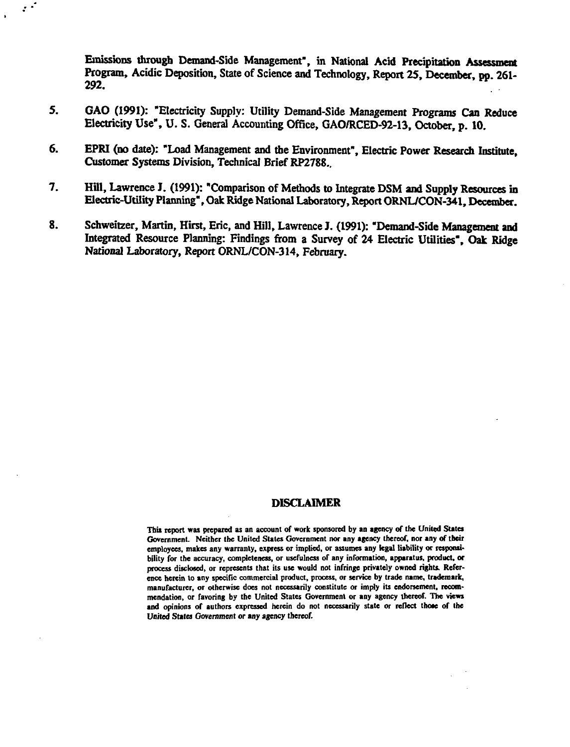Emissions through Demand-Side Management", in National Acid Precipitation Assessment Program, Acidic Deposition, State of Science and Technology, Report 25, December, pp. 261-292.

5. GAO (1991): "Electricity Supply: Utility Demand-Side Management Programs Can Reduce Electricity Use", U. S. General Accounting Office, GAO/RCED-92-13, October, p. 10.

6. EPRI (no date): "Load Management and the Environment", Electric Power Research Institute, Customer Systems Division, Technical Brief RP2788..

7. Hill, Lawrence J. (1991): "Comparison of Methods to Integrate DSM and Supply Resources in Electric-Utility Planning", Oak Ridge National Laboratory, Report ORNL/CON-341, December.

8. Schweitzer, Martin, Hirst, Eric, and Hill, Lawrence J. (1991): "Demand-Side Management and Integrated Resource Planning: Findings from a Survey of 24 Electric Utilities", Oak Ridge National Laboratory, Report ORNL/CON-314, February.

## DISCLAIMER

This report was prepared as an account of work sponsored by an agency of the United States Government. Neither the United States Government nor any agency thereof, nor any of their employees, makes any warranty, express or implied, or assumes any legal liability or responsibility for the accuracy, completeness, or usefulness of any information, apparatus, product, or process disclosed, or represents that its use would not infringe privately owned rights. Reference herein to any specific commercial product, process, or service by trade name, trademark, manufacturer, or otherwise does not necessarily constitute or imply its endorsement, recommendation, or favoring by the United States Government or any agency thereof. The views and opinions of authors expressed herein do not necessarily state or reflect those of the United States Government or any agency thereof.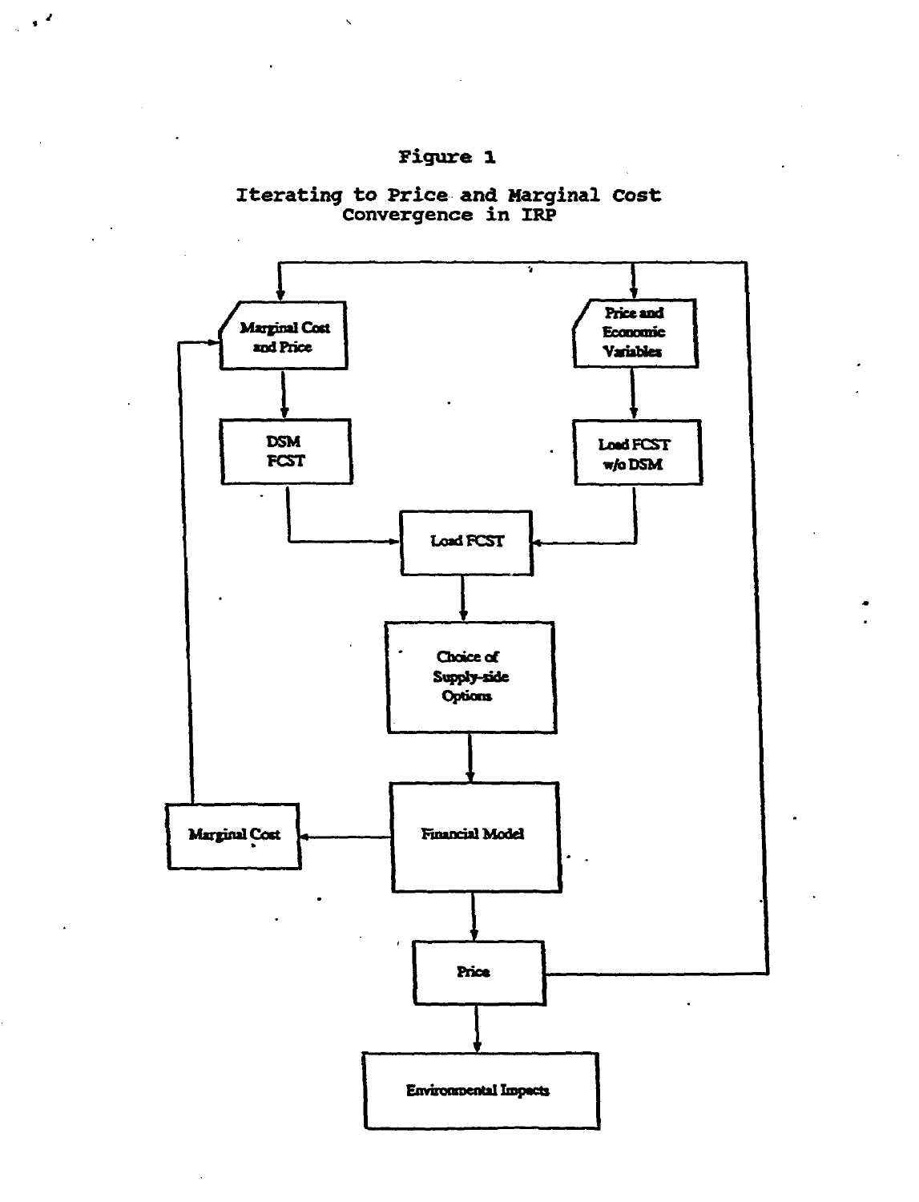# Figure 1

## Iterating to Price and Marginal Cost Convergence in IRP

Marginal Cost and Price

Price and Economic Variables

DSM FCST

Load FCST w/o DSM

Load FCST

Choice of Supply-side Options

Marginal Cost

Financial Model

Price

Environmental Impacts